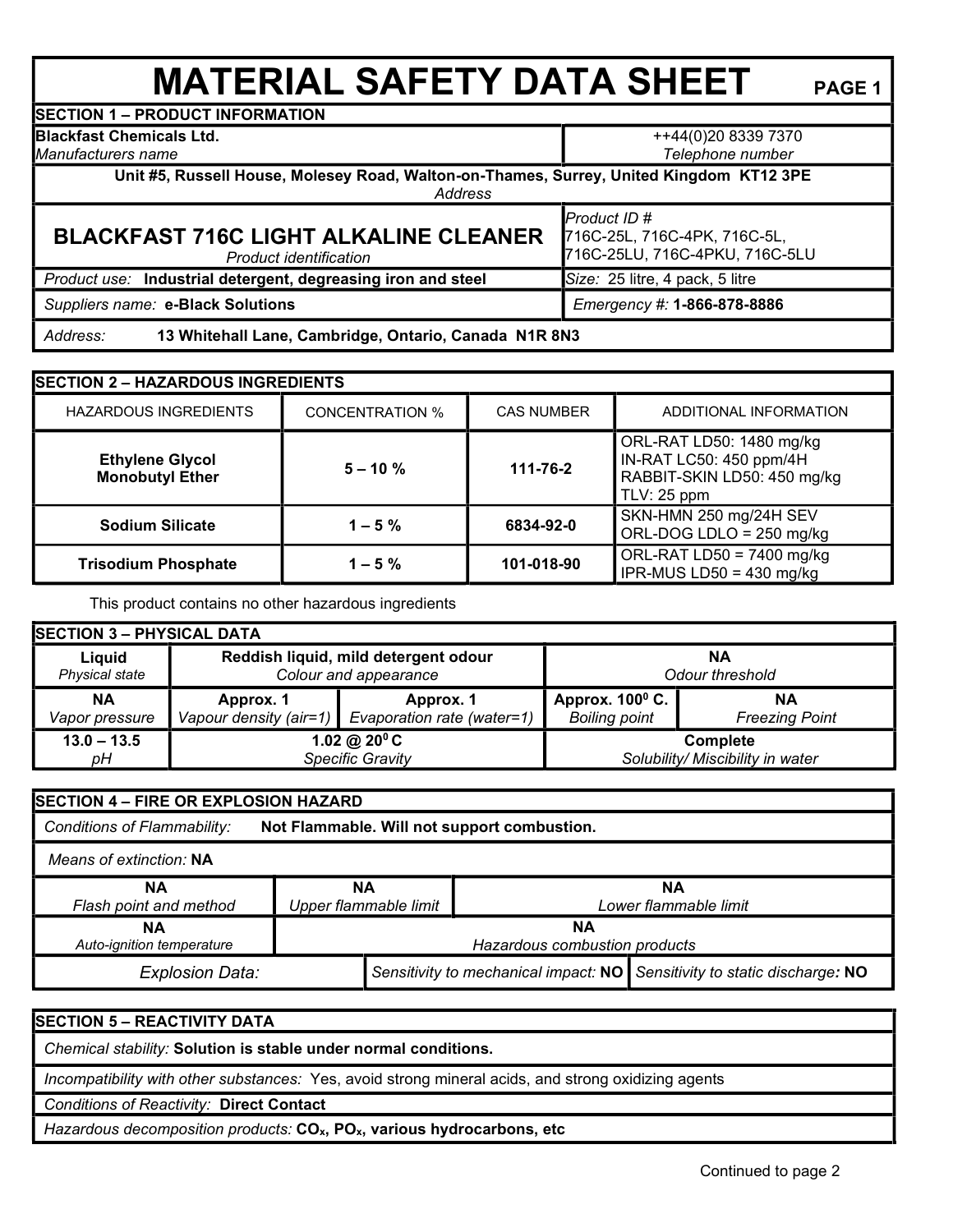# MATERIAL SAFETY DATA SHEET

PAGE 1

## SECTION 1 – PRODUCT INFORMATION

| | |
|---|---|
| **Blackfast Chemicals Ltd.**<br>*Manufacturers name* | ++44(0)20 8339 7370<br>*Telephone number* |
| **Unit #5, Russell House, Molesey Road, Walton-on-Thames, Surrey, United Kingdom KT12 3PE**<br>*Address* | |
| **BLACKFAST 716C LIGHT ALKALINE CLEANER**<br>*Product identification* | *Product ID #*<br>716C-25L, 716C-4PK, 716C-5L, 716C-25LU, 716C-4PKU, 716C-5LU |
| *Product use:* **Industrial detergent, degreasing iron and steel** | *Size:* 25 litre, 4 pack, 5 litre |
| *Suppliers name:* **e-Black Solutions** | *Emergency #:* **1-866-878-8886** |
| *Address:* **13 Whitehall Lane, Cambridge, Ontario, Canada N1R 8N3** | |

## SECTION 2 – HAZARDOUS INGREDIENTS

| HAZARDOUS INGREDIENTS | CONCENTRATION % | CAS NUMBER | ADDITIONAL INFORMATION |
|---|---|---|---|
| **Ethylene Glycol Monobutyl Ether** | **5 – 10 %** | **111-76-2** | ORL-RAT LD50: 1480 mg/kg<br>IN-RAT LC50: 450 ppm/4H<br>RABBIT-SKIN LD50: 450 mg/kg<br>TLV: 25 ppm |
| **Sodium Silicate** | **1 – 5 %** | **6834-92-0** | SKN-HMN 250 mg/24H SEV<br>ORL-DOG LDLO = 250 mg/kg |
| **Trisodium Phosphate** | **1 – 5 %** | **101-018-90** | ORL-RAT LD50 = 7400 mg/kg<br>IPR-MUS LD50 = 430 mg/kg |

This product contains no other hazardous ingredients

## SECTION 3 – PHYSICAL DATA

| | | | | |
|---|---|---|---|---|
| **Liquid**<br>*Physical state* | **Reddish liquid, mild detergent odour**<br>*Colour and appearance* | | **NA**<br>*Odour threshold* | |
| **NA**<br>*Vapor pressure* | **Approx. 1**<br>*Vapour density (air=1)* | **Approx. 1**<br>*Evaporation rate (water=1)* | **Approx. $100^0$ C.**<br>*Boiling point* | **NA**<br>*Freezing Point* |
| **13.0 – 13.5**<br>*pH* | **1.02 @ $20^0$ C**<br>*Specific Gravity* | | **Complete**<br>*Solubility/ Miscibility in water* | |

## SECTION 4 – FIRE OR EXPLOSION HAZARD

*Conditions of Flammability:* **Not Flammable. Will not support combustion.**

*Means of extinction:* **NA**

| | | |
|---|---|---|
| **NA**<br>*Flash point and method* | **NA**<br>*Upper flammable limit* | **NA**<br>*Lower flammable limit* |
| **NA**<br>*Auto-ignition temperature* | **NA**<br>*Hazardous combustion products* | |
| *Explosion Data:* | *Sensitivity to mechanical impact:* **NO** | *Sensitivity to static discharge:* **NO** |

## SECTION 5 – REACTIVITY DATA

*Chemical stability:* **Solution is stable under normal conditions.**

*Incompatibility with other substances:* Yes, avoid strong mineral acids, and strong oxidizing agents

*Conditions of Reactivity:* **Direct Contact**

*Hazardous decomposition products:* **$CO_x$, $PO_x$, various hydrocarbons, etc**

Continued to page 2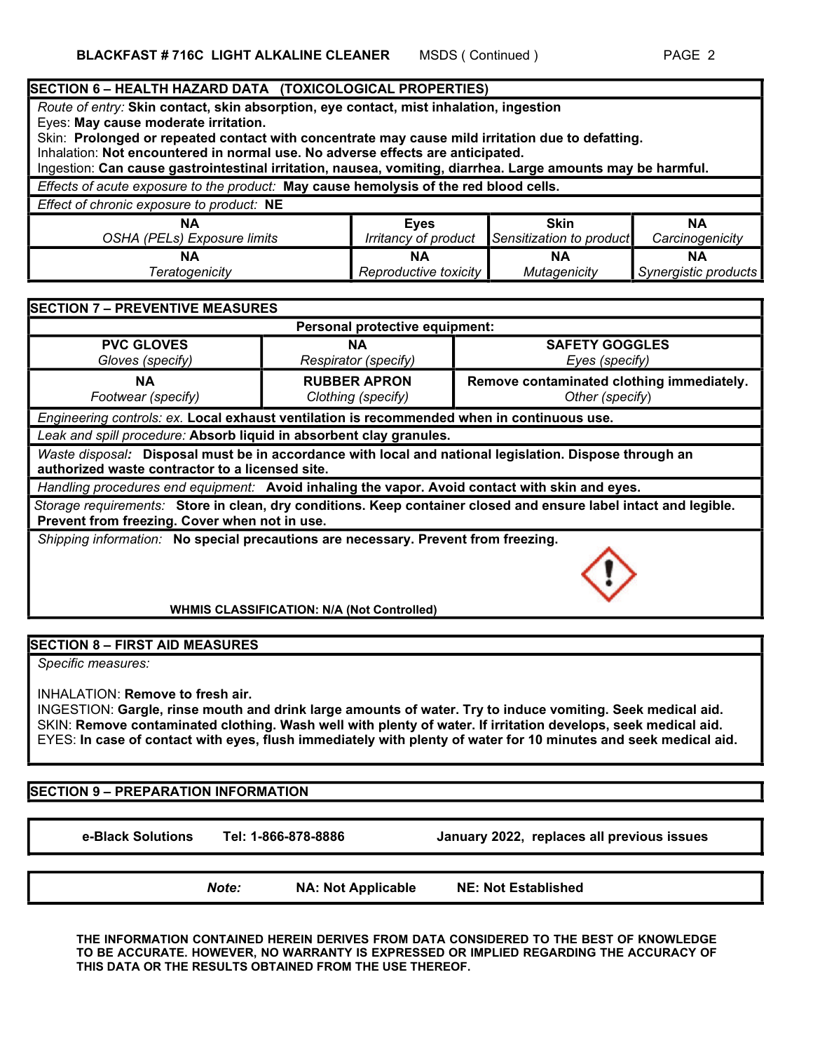## SECTION 6 – HEALTH HAZARD DATA (TOXICOLOGICAL PROPERTIES)

*Route of entry:* **Skin contact, skin absorption, eye contact, mist inhalation, ingestion**
Eyes: **May cause moderate irritation.**
Skin: **Prolonged or repeated contact with concentrate may cause mild irritation due to defatting.**
Inhalation: **Not encountered in normal use. No adverse effects are anticipated.**
Ingestion: **Can cause gastrointestinal irritation, nausea, vomiting, diarrhea. Large amounts may be harmful.**

*Effects of acute exposure to the product:* **May cause hemolysis of the red blood cells.**

*Effect of chronic exposure to product:* **NE**

| | | | |
|---|---|---|---|
| **NA**<br>*OSHA (PELs) Exposure limits* | **Eyes**<br>*Irritancy of product* | **Skin**<br>*Sensitization to product* | **NA**<br>*Carcinogenicity* |
| **NA**<br>*Teratogenicity* | **NA**<br>*Reproductive toxicity* | **NA**<br>*Mutagenicity* | **NA**<br>*Synergistic products* |

## SECTION 7 – PREVENTIVE MEASURES

**Personal protective equipment:**

| | | |
|---|---|---|
| **PVC GLOVES**<br>*Gloves (specify)* | **NA**<br>*Respirator (specify)* | **SAFETY GOGGLES**<br>*Eyes (specify)* |
| **NA**<br>*Footwear (specify)* | **RUBBER APRON**<br>*Clothing (specify)* | **Remove contaminated clothing immediately.**<br>*Other (specify)* |

*Engineering controls: ex.* **Local exhaust ventilation is recommended when in continuous use.**

*Leak and spill procedure:* **Absorb liquid in absorbent clay granules.**

*Waste disposal:* **Disposal must be in accordance with local and national legislation. Dispose through an authorized waste contractor to a licensed site.**

*Handling procedures end equipment:* **Avoid inhaling the vapor. Avoid contact with skin and eyes.**

*Storage requirements:* **Store in clean, dry conditions. Keep container closed and ensure label intact and legible. Prevent from freezing. Cover when not in use.**

*Shipping information:* **No special precautions are necessary. Prevent from freezing.**

**WHMIS CLASSIFICATION: N/A (Not Controlled)**

## SECTION 8 – FIRST AID MEASURES

*Specific measures:*

INHALATION: **Remove to fresh air.**
INGESTION: **Gargle, rinse mouth and drink large amounts of water. Try to induce vomiting. Seek medical aid.**
SKIN: **Remove contaminated clothing. Wash well with plenty of water. If irritation develops, seek medical aid.**
EYES: **In case of contact with eyes, flush immediately with plenty of water for 10 minutes and seek medical aid.**

## SECTION 9 – PREPARATION INFORMATION

**e-Black Solutions** **Tel: 1-866-878-8886** **January 2022, replaces all previous issues**

***Note:*** **NA: Not Applicable** **NE: Not Established**

**THE INFORMATION CONTAINED HEREIN DERIVES FROM DATA CONSIDERED TO THE BEST OF KNOWLEDGE TO BE ACCURATE. HOWEVER, NO WARRANTY IS EXPRESSED OR IMPLIED REGARDING THE ACCURACY OF THIS DATA OR THE RESULTS OBTAINED FROM THE USE THEREOF.**